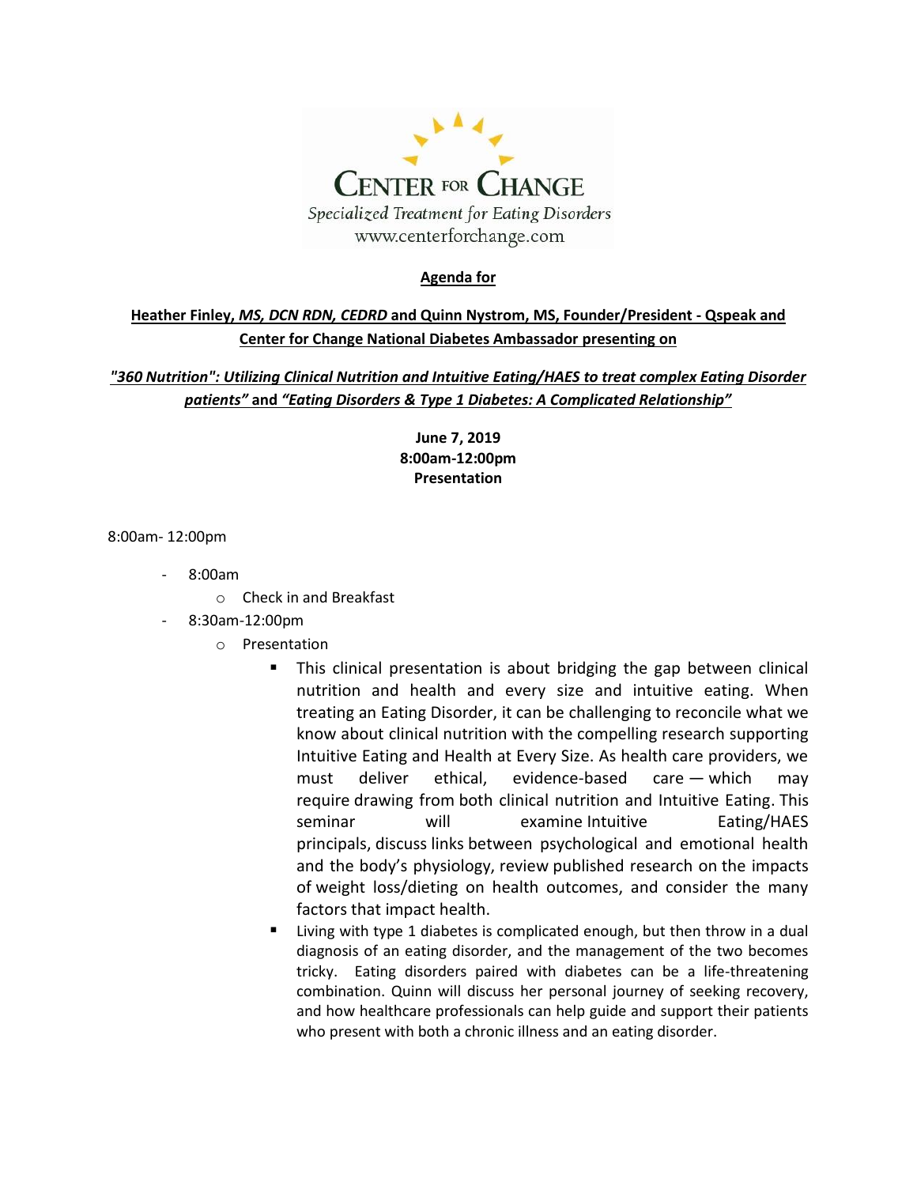**CENTER FOR CHANGE**

*Specialized Treatment for Eating Disorders*

www.centerforchange.com

**Agenda for**

**Heather Finley, *MS, DCN RDN, CEDRD* and Quinn Nystrom, MS, Founder/President - Qspeak and Center for Change National Diabetes Ambassador presenting on**

***"360 Nutrition": Utilizing Clinical Nutrition and Intuitive Eating/HAES to treat complex Eating Disorder patients"* and *"Eating Disorders & Type 1 Diabetes: A Complicated Relationship"***

**June 7, 2019**
**8:00am-12:00pm**
**Presentation**

8:00am- 12:00pm

- 8:00am
  - Check in and Breakfast
- 8:30am-12:00pm
  - Presentation
    - This clinical presentation is about bridging the gap between clinical nutrition and health and every size and intuitive eating. When treating an Eating Disorder, it can be challenging to reconcile what we know about clinical nutrition with the compelling research supporting Intuitive Eating and Health at Every Size. As health care providers, we must deliver ethical, evidence-based care — which may require drawing from both clinical nutrition and Intuitive Eating. This seminar will examine Intuitive Eating/HAES principals, discuss links between psychological and emotional health and the body's physiology, review published research on the impacts of weight loss/dieting on health outcomes, and consider the many factors that impact health.
    - Living with type 1 diabetes is complicated enough, but then throw in a dual diagnosis of an eating disorder, and the management of the two becomes tricky. Eating disorders paired with diabetes can be a life-threatening combination. Quinn will discuss her personal journey of seeking recovery, and how healthcare professionals can help guide and support their patients who present with both a chronic illness and an eating disorder.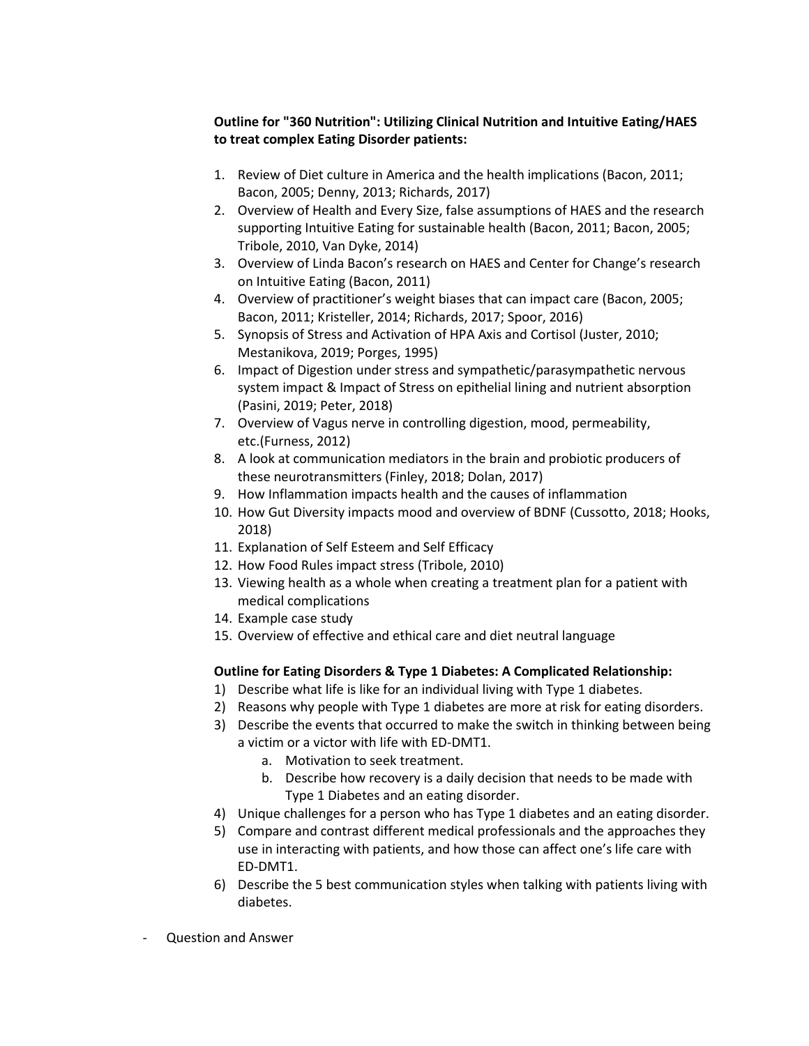**Outline for "360 Nutrition": Utilizing Clinical Nutrition and Intuitive Eating/HAES to treat complex Eating Disorder patients:**

1. Review of Diet culture in America and the health implications (Bacon, 2011; Bacon, 2005; Denny, 2013; Richards, 2017)
2. Overview of Health and Every Size, false assumptions of HAES and the research supporting Intuitive Eating for sustainable health (Bacon, 2011; Bacon, 2005; Tribole, 2010, Van Dyke, 2014)
3. Overview of Linda Bacon's research on HAES and Center for Change's research on Intuitive Eating (Bacon, 2011)
4. Overview of practitioner's weight biases that can impact care (Bacon, 2005; Bacon, 2011; Kristeller, 2014; Richards, 2017; Spoor, 2016)
5. Synopsis of Stress and Activation of HPA Axis and Cortisol (Juster, 2010; Mestanikova, 2019; Porges, 1995)
6. Impact of Digestion under stress and sympathetic/parasympathetic nervous system impact & Impact of Stress on epithelial lining and nutrient absorption (Pasini, 2019; Peter, 2018)
7. Overview of Vagus nerve in controlling digestion, mood, permeability, etc.(Furness, 2012)
8. A look at communication mediators in the brain and probiotic producers of these neurotransmitters (Finley, 2018; Dolan, 2017)
9. How Inflammation impacts health and the causes of inflammation
10. How Gut Diversity impacts mood and overview of BDNF (Cussotto, 2018; Hooks, 2018)
11. Explanation of Self Esteem and Self Efficacy
12. How Food Rules impact stress (Tribole, 2010)
13. Viewing health as a whole when creating a treatment plan for a patient with medical complications
14. Example case study
15. Overview of effective and ethical care and diet neutral language

**Outline for Eating Disorders & Type 1 Diabetes: A Complicated Relationship:**

1) Describe what life is like for an individual living with Type 1 diabetes.
2) Reasons why people with Type 1 diabetes are more at risk for eating disorders.
3) Describe the events that occurred to make the switch in thinking between being a victim or a victor with life with ED-DMT1.
    a. Motivation to seek treatment.
    b. Describe how recovery is a daily decision that needs to be made with Type 1 Diabetes and an eating disorder.
4) Unique challenges for a person who has Type 1 diabetes and an eating disorder.
5) Compare and contrast different medical professionals and the approaches they use in interacting with patients, and how those can affect one's life care with ED-DMT1.
6) Describe the 5 best communication styles when talking with patients living with diabetes.

- Question and Answer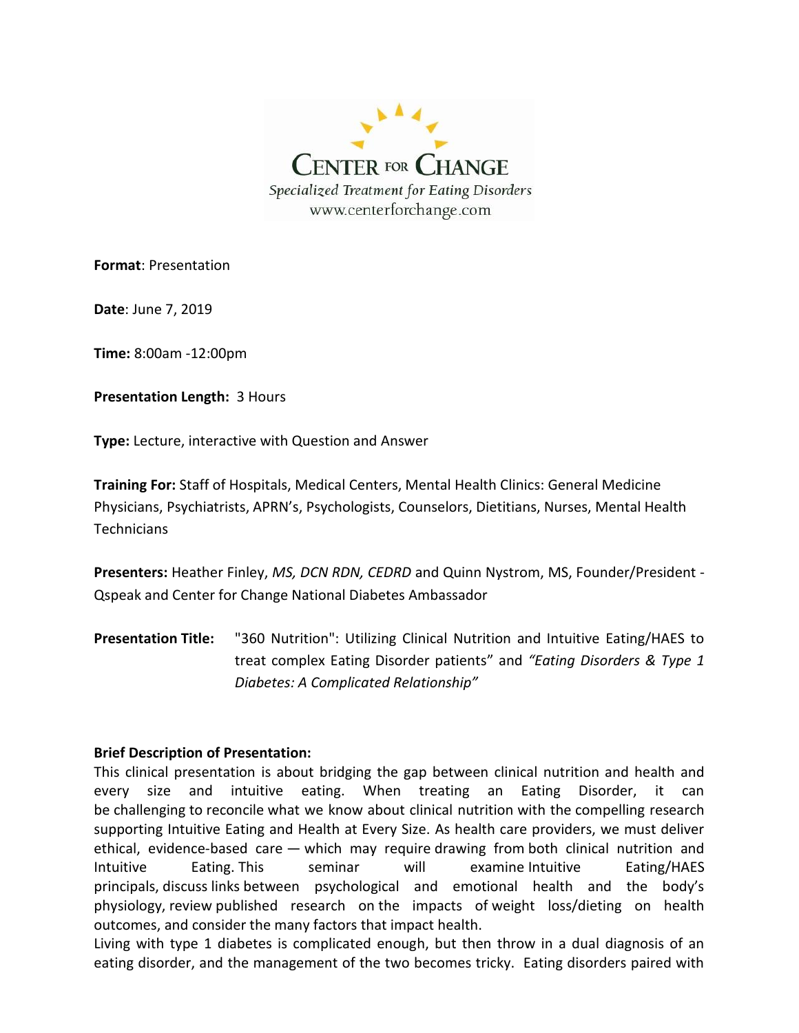# CENTER FOR CHANGE

*Specialized Treatment for Eating Disorders*

www.centerforchange.com

**Format**: Presentation

**Date**: June 7, 2019

**Time:** 8:00am -12:00pm

**Presentation Length:** 3 Hours

**Type:** Lecture, interactive with Question and Answer

**Training For:** Staff of Hospitals, Medical Centers, Mental Health Clinics: General Medicine Physicians, Psychiatrists, APRN's, Psychologists, Counselors, Dietitians, Nurses, Mental Health Technicians

**Presenters:** Heather Finley, *MS, DCN RDN, CEDRD* and Quinn Nystrom, MS, Founder/President - Qspeak and Center for Change National Diabetes Ambassador

**Presentation Title:** "360 Nutrition": Utilizing Clinical Nutrition and Intuitive Eating/HAES to treat complex Eating Disorder patients" and *"Eating Disorders & Type 1 Diabetes: A Complicated Relationship"*

**Brief Description of Presentation:**

This clinical presentation is about bridging the gap between clinical nutrition and health and every size and intuitive eating. When treating an Eating Disorder, it can be challenging to reconcile what we know about clinical nutrition with the compelling research supporting Intuitive Eating and Health at Every Size. As health care providers, we must deliver ethical, evidence-based care — which may require drawing from both clinical nutrition and Intuitive Eating. This seminar will examine Intuitive Eating/HAES principals, discuss links between psychological and emotional health and the body's physiology, review published research on the impacts of weight loss/dieting on health outcomes, and consider the many factors that impact health.

Living with type 1 diabetes is complicated enough, but then throw in a dual diagnosis of an eating disorder, and the management of the two becomes tricky. Eating disorders paired with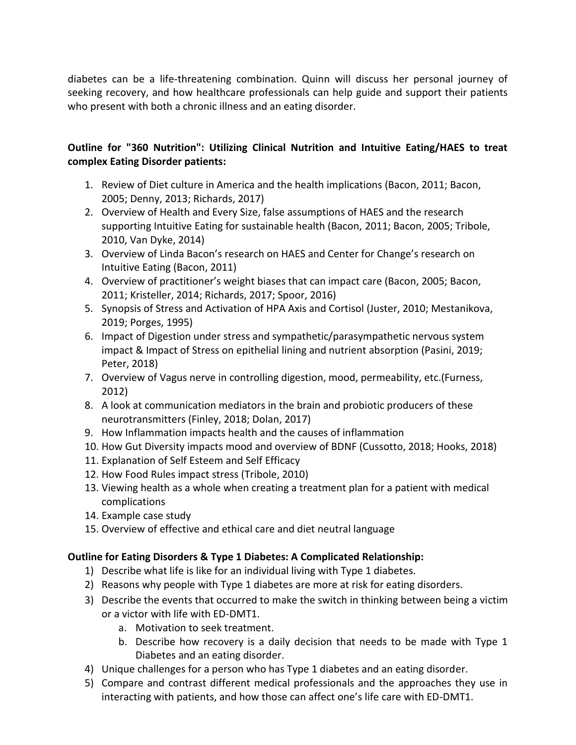diabetes can be a life-threatening combination. Quinn will discuss her personal journey of seeking recovery, and how healthcare professionals can help guide and support their patients who present with both a chronic illness and an eating disorder.

**Outline for "360 Nutrition": Utilizing Clinical Nutrition and Intuitive Eating/HAES to treat complex Eating Disorder patients:**

1. Review of Diet culture in America and the health implications (Bacon, 2011; Bacon, 2005; Denny, 2013; Richards, 2017)
2. Overview of Health and Every Size, false assumptions of HAES and the research supporting Intuitive Eating for sustainable health (Bacon, 2011; Bacon, 2005; Tribole, 2010, Van Dyke, 2014)
3. Overview of Linda Bacon's research on HAES and Center for Change's research on Intuitive Eating (Bacon, 2011)
4. Overview of practitioner's weight biases that can impact care (Bacon, 2005; Bacon, 2011; Kristeller, 2014; Richards, 2017; Spoor, 2016)
5. Synopsis of Stress and Activation of HPA Axis and Cortisol (Juster, 2010; Mestanikova, 2019; Porges, 1995)
6. Impact of Digestion under stress and sympathetic/parasympathetic nervous system impact & Impact of Stress on epithelial lining and nutrient absorption (Pasini, 2019; Peter, 2018)
7. Overview of Vagus nerve in controlling digestion, mood, permeability, etc.(Furness, 2012)
8. A look at communication mediators in the brain and probiotic producers of these neurotransmitters (Finley, 2018; Dolan, 2017)
9. How Inflammation impacts health and the causes of inflammation
10. How Gut Diversity impacts mood and overview of BDNF (Cussotto, 2018; Hooks, 2018)
11. Explanation of Self Esteem and Self Efficacy
12. How Food Rules impact stress (Tribole, 2010)
13. Viewing health as a whole when creating a treatment plan for a patient with medical complications
14. Example case study
15. Overview of effective and ethical care and diet neutral language

**Outline for Eating Disorders & Type 1 Diabetes: A Complicated Relationship:**

1) Describe what life is like for an individual living with Type 1 diabetes.
2) Reasons why people with Type 1 diabetes are more at risk for eating disorders.
3) Describe the events that occurred to make the switch in thinking between being a victim or a victor with life with ED-DMT1.
    a. Motivation to seek treatment.
    b. Describe how recovery is a daily decision that needs to be made with Type 1 Diabetes and an eating disorder.
4) Unique challenges for a person who has Type 1 diabetes and an eating disorder.
5) Compare and contrast different medical professionals and the approaches they use in interacting with patients, and how those can affect one's life care with ED-DMT1.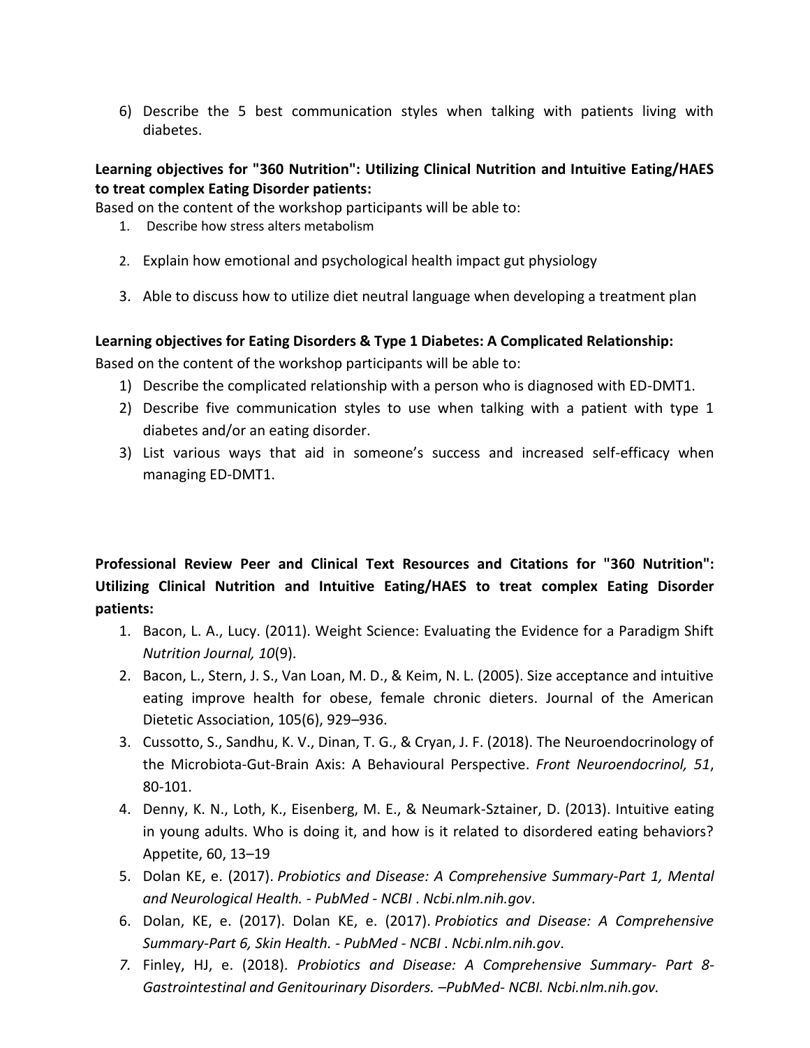6) Describe the 5 best communication styles when talking with patients living with diabetes.

**Learning objectives for "360 Nutrition": Utilizing Clinical Nutrition and Intuitive Eating/HAES to treat complex Eating Disorder patients:**

Based on the content of the workshop participants will be able to:

1. Describe how stress alters metabolism
2. Explain how emotional and psychological health impact gut physiology
3. Able to discuss how to utilize diet neutral language when developing a treatment plan

**Learning objectives for Eating Disorders & Type 1 Diabetes: A Complicated Relationship:**

Based on the content of the workshop participants will be able to:

1) Describe the complicated relationship with a person who is diagnosed with ED-DMT1.
2) Describe five communication styles to use when talking with a patient with type 1 diabetes and/or an eating disorder.
3) List various ways that aid in someone's success and increased self-efficacy when managing ED-DMT1.

**Professional Review Peer and Clinical Text Resources and Citations for "360 Nutrition": Utilizing Clinical Nutrition and Intuitive Eating/HAES to treat complex Eating Disorder patients:**

1. Bacon, L. A., Lucy. (2011). Weight Science: Evaluating the Evidence for a Paradigm Shift *Nutrition Journal, 10*(9).
2. Bacon, L., Stern, J. S., Van Loan, M. D., & Keim, N. L. (2005). Size acceptance and intuitive eating improve health for obese, female chronic dieters. Journal of the American Dietetic Association, 105(6), 929–936.
3. Cussotto, S., Sandhu, K. V., Dinan, T. G., & Cryan, J. F. (2018). The Neuroendocrinology of the Microbiota-Gut-Brain Axis: A Behavioural Perspective. *Front Neuroendocrinol, 51*, 80-101.
4. Denny, K. N., Loth, K., Eisenberg, M. E., & Neumark-Sztainer, D. (2013). Intuitive eating in young adults. Who is doing it, and how is it related to disordered eating behaviors? Appetite, 60, 13–19
5. Dolan KE, e. (2017). *Probiotics and Disease: A Comprehensive Summary-Part 1, Mental and Neurological Health. - PubMed - NCBI . Ncbi.nlm.nih.gov*.
6. Dolan, KE, e. (2017). Dolan KE, e. (2017). *Probiotics and Disease: A Comprehensive Summary-Part 6, Skin Health. - PubMed - NCBI . Ncbi.nlm.nih.gov*.
7. Finley, HJ, e. (2018). *Probiotics and Disease: A Comprehensive Summary- Part 8- Gastrointestinal and Genitourinary Disorders. –PubMed- NCBI. Ncbi.nlm.nih.gov.*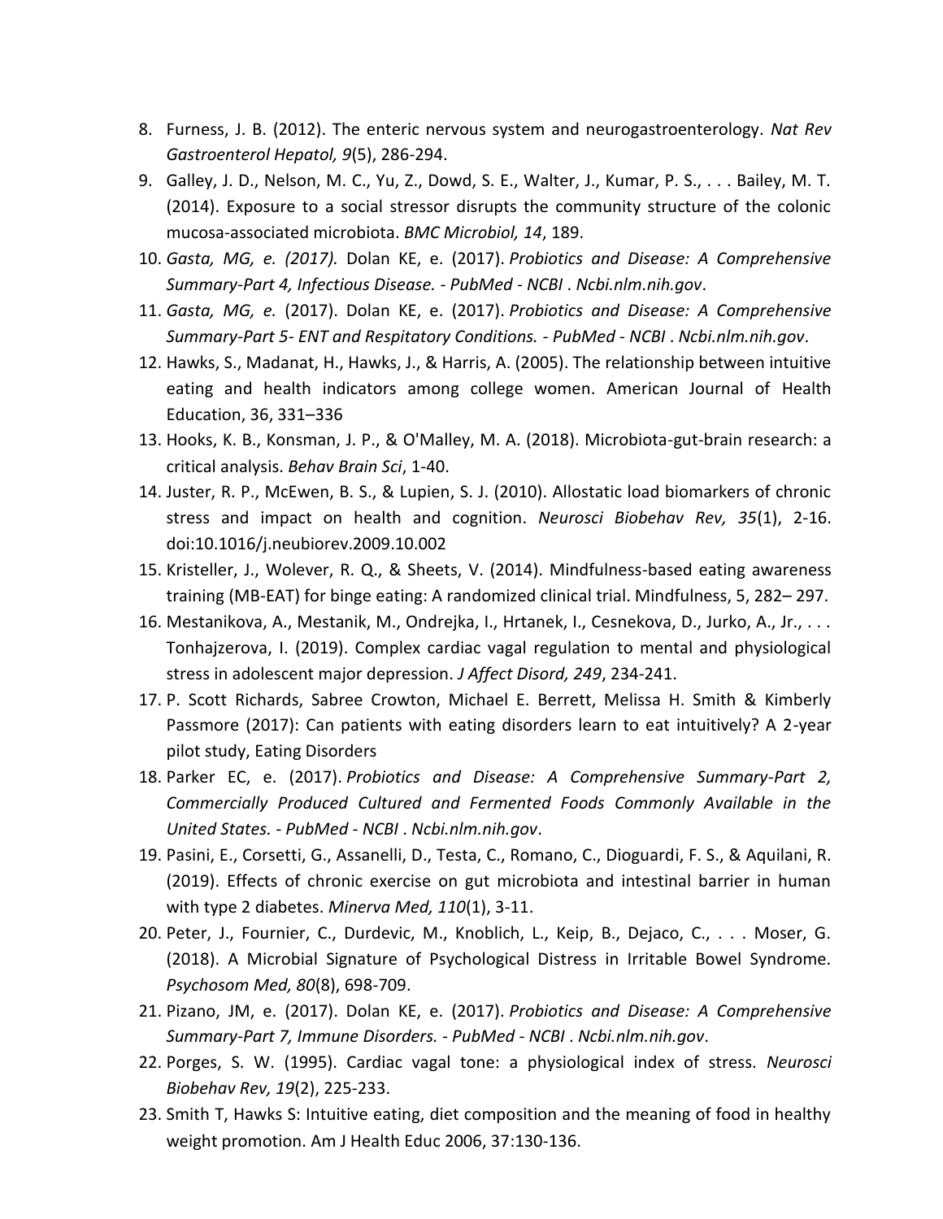8. Furness, J. B. (2012). The enteric nervous system and neurogastroenterology. *Nat Rev Gastroenterol Hepatol, 9*(5), 286-294.
9. Galley, J. D., Nelson, M. C., Yu, Z., Dowd, S. E., Walter, J., Kumar, P. S., . . . Bailey, M. T. (2014). Exposure to a social stressor disrupts the community structure of the colonic mucosa-associated microbiota. *BMC Microbiol, 14*, 189.
10. *Gasta, MG, e. (2017).* Dolan KE, e. (2017). *Probiotics and Disease: A Comprehensive Summary-Part 4, Infectious Disease. - PubMed - NCBI* . *Ncbi.nlm.nih.gov*.
11. *Gasta, MG, e.* (2017). Dolan KE, e. (2017). *Probiotics and Disease: A Comprehensive Summary-Part 5- ENT and Respitatory Conditions. - PubMed - NCBI* . *Ncbi.nlm.nih.gov*.
12. Hawks, S., Madanat, H., Hawks, J., & Harris, A. (2005). The relationship between intuitive eating and health indicators among college women. American Journal of Health Education, 36, 331–336
13. Hooks, K. B., Konsman, J. P., & O'Malley, M. A. (2018). Microbiota-gut-brain research: a critical analysis. *Behav Brain Sci*, 1-40.
14. Juster, R. P., McEwen, B. S., & Lupien, S. J. (2010). Allostatic load biomarkers of chronic stress and impact on health and cognition. *Neurosci Biobehav Rev, 35*(1), 2-16. doi:10.1016/j.neubiorev.2009.10.002
15. Kristeller, J., Wolever, R. Q., & Sheets, V. (2014). Mindfulness-based eating awareness training (MB-EAT) for binge eating: A randomized clinical trial. Mindfulness, 5, 282– 297.
16. Mestanikova, A., Mestanik, M., Ondrejka, I., Hrtanek, I., Cesnekova, D., Jurko, A., Jr., . . . Tonhajzerova, I. (2019). Complex cardiac vagal regulation to mental and physiological stress in adolescent major depression. *J Affect Disord, 249*, 234-241.
17. P. Scott Richards, Sabree Crowton, Michael E. Berrett, Melissa H. Smith & Kimberly Passmore (2017): Can patients with eating disorders learn to eat intuitively? A 2-year pilot study, Eating Disorders
18. Parker EC, e. (2017). *Probiotics and Disease: A Comprehensive Summary-Part 2, Commercially Produced Cultured and Fermented Foods Commonly Available in the United States. - PubMed - NCBI* . *Ncbi.nlm.nih.gov*.
19. Pasini, E., Corsetti, G., Assanelli, D., Testa, C., Romano, C., Dioguardi, F. S., & Aquilani, R. (2019). Effects of chronic exercise on gut microbiota and intestinal barrier in human with type 2 diabetes. *Minerva Med, 110*(1), 3-11.
20. Peter, J., Fournier, C., Durdevic, M., Knoblich, L., Keip, B., Dejaco, C., . . . Moser, G. (2018). A Microbial Signature of Psychological Distress in Irritable Bowel Syndrome. *Psychosom Med, 80*(8), 698-709.
21. Pizano, JM, e. (2017). Dolan KE, e. (2017). *Probiotics and Disease: A Comprehensive Summary-Part 7, Immune Disorders. - PubMed - NCBI* . *Ncbi.nlm.nih.gov*.
22. Porges, S. W. (1995). Cardiac vagal tone: a physiological index of stress. *Neurosci Biobehav Rev, 19*(2), 225-233.
23. Smith T, Hawks S: Intuitive eating, diet composition and the meaning of food in healthy weight promotion. Am J Health Educ 2006, 37:130-136.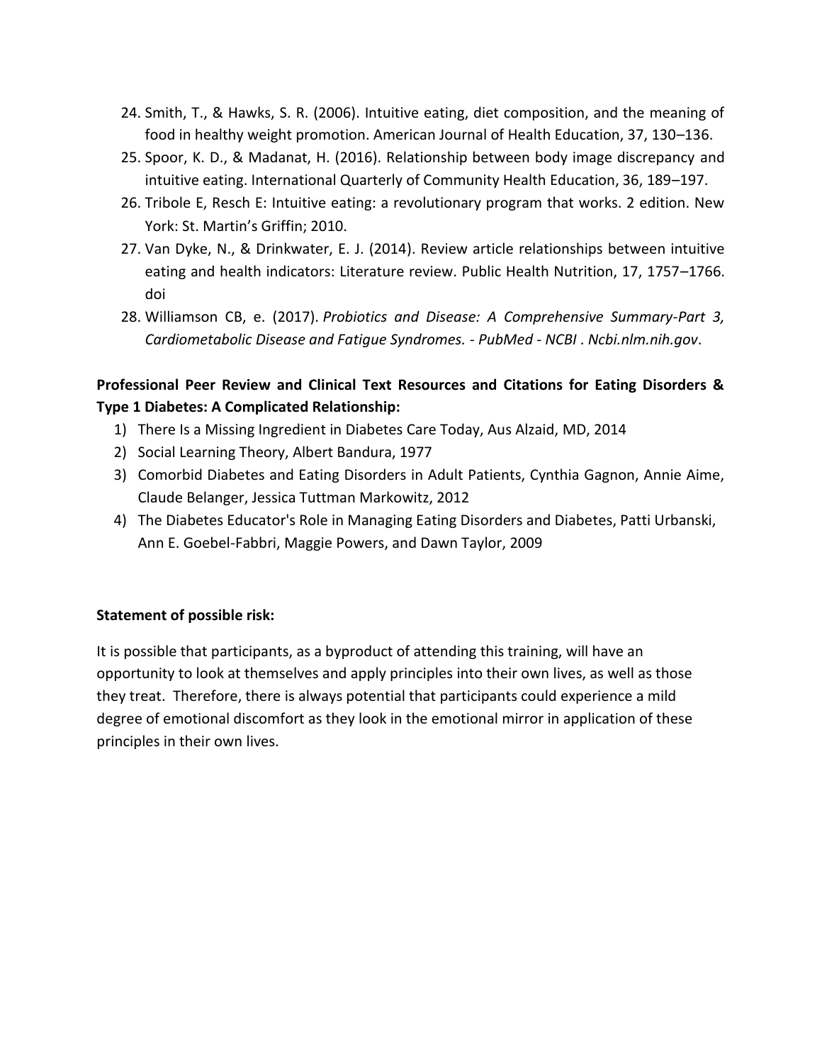24. Smith, T., & Hawks, S. R. (2006). Intuitive eating, diet composition, and the meaning of food in healthy weight promotion. American Journal of Health Education, 37, 130–136.
25. Spoor, K. D., & Madanat, H. (2016). Relationship between body image discrepancy and intuitive eating. International Quarterly of Community Health Education, 36, 189–197.
26. Tribole E, Resch E: Intuitive eating: a revolutionary program that works. 2 edition. New York: St. Martin's Griffin; 2010.
27. Van Dyke, N., & Drinkwater, E. J. (2014). Review article relationships between intuitive eating and health indicators: Literature review. Public Health Nutrition, 17, 1757–1766. doi
28. Williamson CB, e. (2017). *Probiotics and Disease: A Comprehensive Summary-Part 3, Cardiometabolic Disease and Fatigue Syndromes. - PubMed - NCBI* . *Ncbi.nlm.nih.gov*.

**Professional Peer Review and Clinical Text Resources and Citations for Eating Disorders & Type 1 Diabetes: A Complicated Relationship:**

1) There Is a Missing Ingredient in Diabetes Care Today, Aus Alzaid, MD, 2014
2) Social Learning Theory, Albert Bandura, 1977
3) Comorbid Diabetes and Eating Disorders in Adult Patients, Cynthia Gagnon, Annie Aime, Claude Belanger, Jessica Tuttman Markowitz, 2012
4) The Diabetes Educator's Role in Managing Eating Disorders and Diabetes, Patti Urbanski, Ann E. Goebel-Fabbri, Maggie Powers, and Dawn Taylor, 2009

**Statement of possible risk:**

It is possible that participants, as a byproduct of attending this training, will have an opportunity to look at themselves and apply principles into their own lives, as well as those they treat. Therefore, there is always potential that participants could experience a mild degree of emotional discomfort as they look in the emotional mirror in application of these principles in their own lives.